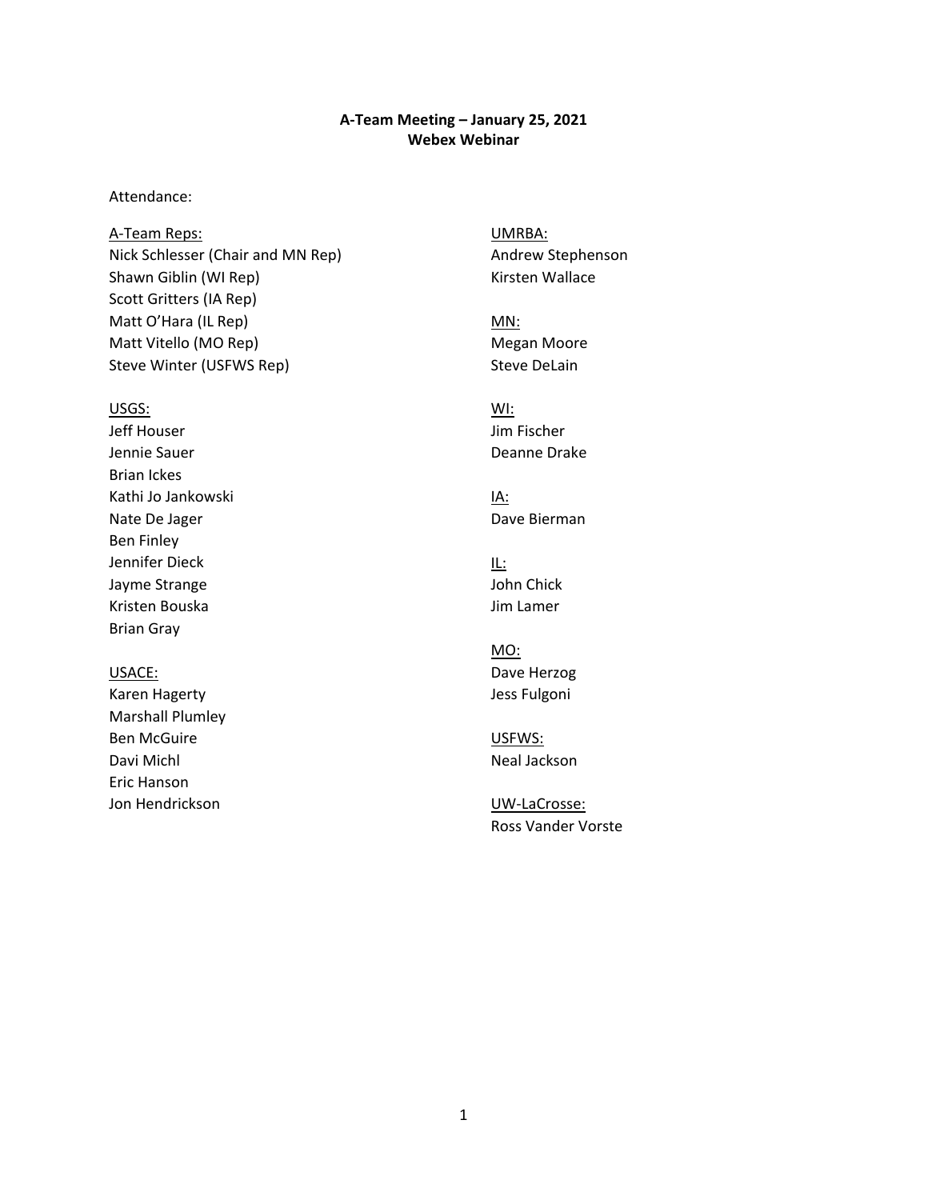**A-Team Meeting – January 25, 2021**
**Webex Webinar**

Attendance:

A-Team Reps:
Nick Schlesser (Chair and MN Rep)
Shawn Giblin (WI Rep)
Scott Gritters (IA Rep)
Matt O'Hara (IL Rep)
Matt Vitello (MO Rep)
Steve Winter (USFWS Rep)

USGS:
Jeff Houser
Jennie Sauer
Brian Ickes
Kathi Jo Jankowski
Nate De Jager
Ben Finley
Jennifer Dieck
Jayme Strange
Kristen Bouska
Brian Gray

USACE:
Karen Hagerty
Marshall Plumley
Ben McGuire
Davi Michl
Eric Hanson
Jon Hendrickson

UMRBA:
Andrew Stephenson
Kirsten Wallace

MN:
Megan Moore
Steve DeLain

WI:
Jim Fischer
Deanne Drake

IA:
Dave Bierman

IL:
John Chick
Jim Lamer

MO:
Dave Herzog
Jess Fulgoni

USFWS:
Neal Jackson

UW-LaCrosse:
Ross Vander Vorste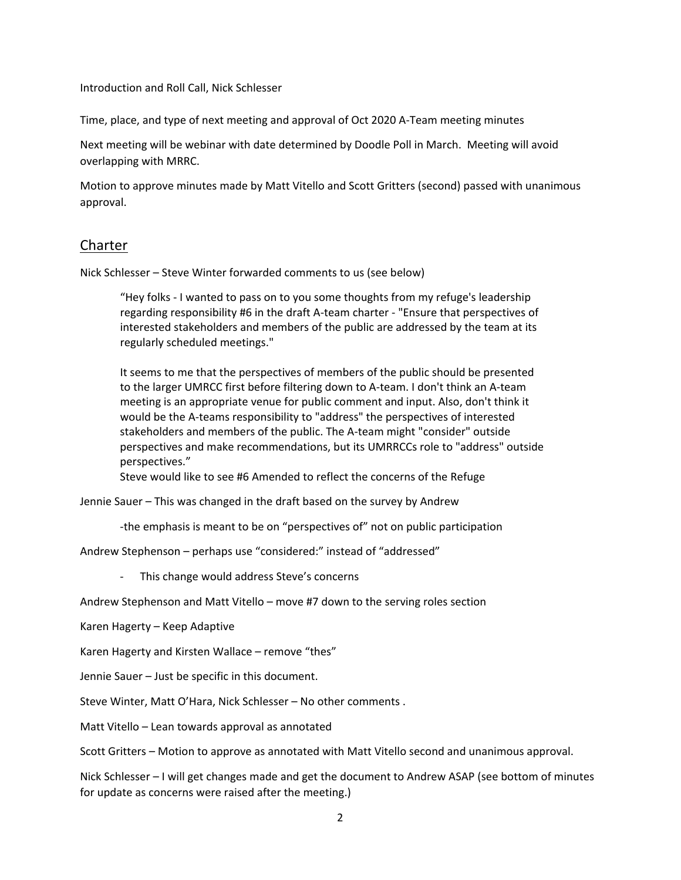Introduction and Roll Call, Nick Schlesser

Time, place, and type of next meeting and approval of Oct 2020 A-Team meeting minutes

Next meeting will be webinar with date determined by Doodle Poll in March. Meeting will avoid overlapping with MRRC.

Motion to approve minutes made by Matt Vitello and Scott Gritters (second) passed with unanimous approval.

## Charter

Nick Schlesser – Steve Winter forwarded comments to us (see below)

> "Hey folks - I wanted to pass on to you some thoughts from my refuge's leadership regarding responsibility #6 in the draft A-team charter - "Ensure that perspectives of interested stakeholders and members of the public are addressed by the team at its regularly scheduled meetings."
>
> It seems to me that the perspectives of members of the public should be presented to the larger UMRCC first before filtering down to A-team. I don't think an A-team meeting is an appropriate venue for public comment and input. Also, don't think it would be the A-teams responsibility to "address" the perspectives of interested stakeholders and members of the public. The A-team might "consider" outside perspectives and make recommendations, but its UMRRCCs role to "address" outside perspectives."
>
> Steve would like to see #6 Amended to reflect the concerns of the Refuge

Jennie Sauer – This was changed in the draft based on the survey by Andrew

> -the emphasis is meant to be on "perspectives of" not on public participation

Andrew Stephenson – perhaps use "considered:" instead of "addressed"

- This change would address Steve's concerns

Andrew Stephenson and Matt Vitello – move #7 down to the serving roles section

Karen Hagerty – Keep Adaptive

Karen Hagerty and Kirsten Wallace – remove "thes"

Jennie Sauer – Just be specific in this document.

Steve Winter, Matt O'Hara, Nick Schlesser – No other comments .

Matt Vitello – Lean towards approval as annotated

Scott Gritters – Motion to approve as annotated with Matt Vitello second and unanimous approval.

Nick Schlesser – I will get changes made and get the document to Andrew ASAP (see bottom of minutes for update as concerns were raised after the meeting.)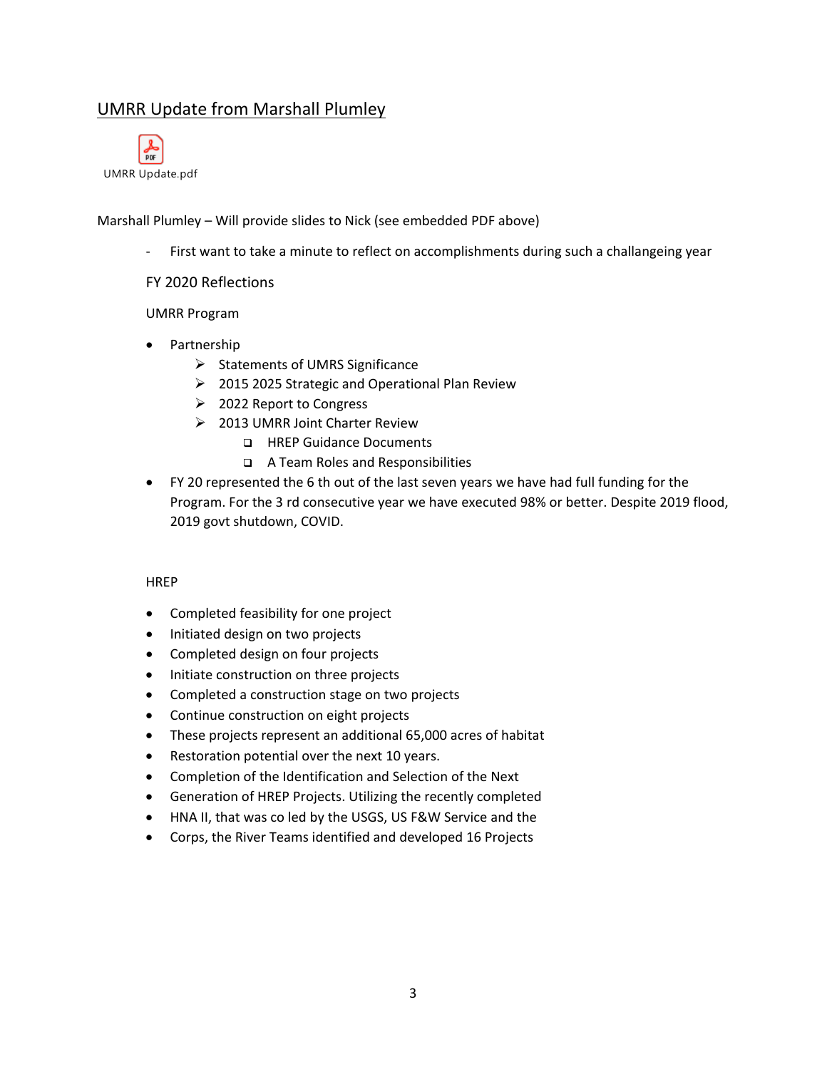## UMRR Update from Marshall Plumley

UMRR Update.pdf

Marshall Plumley – Will provide slides to Nick (see embedded PDF above)

- First want to take a minute to reflect on accomplishments during such a challangeing year

FY 2020 Reflections

UMRR Program

- Partnership
  - Statements of UMRS Significance
  - 2015 2025 Strategic and Operational Plan Review
  - 2022 Report to Congress
  - 2013 UMRR Joint Charter Review
    - HREP Guidance Documents
    - A Team Roles and Responsibilities
- FY 20 represented the 6 th out of the last seven years we have had full funding for the Program. For the 3 rd consecutive year we have executed 98% or better. Despite 2019 flood, 2019 govt shutdown, COVID.

HREP

- Completed feasibility for one project
- Initiated design on two projects
- Completed design on four projects
- Initiate construction on three projects
- Completed a construction stage on two projects
- Continue construction on eight projects
- These projects represent an additional 65,000 acres of habitat
- Restoration potential over the next 10 years.
- Completion of the Identification and Selection of the Next
- Generation of HREP Projects. Utilizing the recently completed
- HNA II, that was co led by the USGS, US F&W Service and the
- Corps, the River Teams identified and developed 16 Projects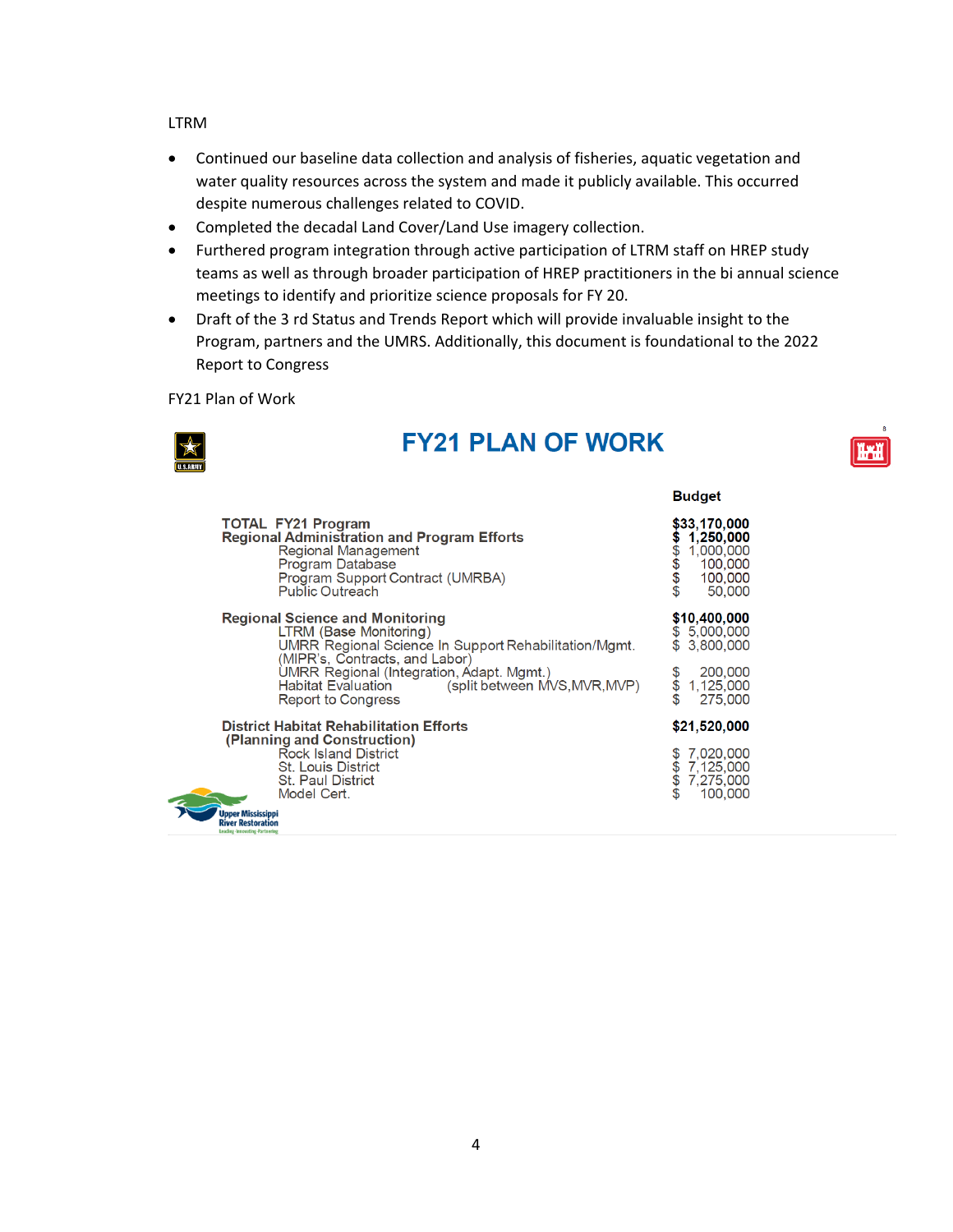LTRM

- Continued our baseline data collection and analysis of fisheries, aquatic vegetation and water quality resources across the system and made it publicly available. This occurred despite numerous challenges related to COVID.
- Completed the decadal Land Cover/Land Use imagery collection.
- Furthered program integration through active participation of LTRM staff on HREP study teams as well as through broader participation of HREP practitioners in the bi annual science meetings to identify and prioritize science proposals for FY 20.
- Draft of the 3 rd Status and Trends Report which will provide invaluable insight to the Program, partners and the UMRS. Additionally, this document is foundational to the 2022 Report to Congress

FY21 Plan of Work

## FY21 PLAN OF WORK

| | Budget |
|---|---|
| **TOTAL FY21 Program** | **$33,170,000** |
| **Regional Administration and Program Efforts** | **$ 1,250,000** |
| Regional Management | $ 1,000,000 |
| Program Database | $ 100,000 |
| Program Support Contract (UMRBA) | $ 100,000 |
| Public Outreach | $ 50,000 |
| **Regional Science and Monitoring** | **$10,400,000** |
| LTRM (Base Monitoring) | $ 5,000,000 |
| UMRR Regional Science In Support Rehabilitation/Mgmt. (MIPR's, Contracts, and Labor) | $ 3,800,000 |
| UMRR Regional (Integration, Adapt. Mgmt.) | $ 200,000 |
| Habitat Evaluation (split between MVS,MVR,MVP) | $ 1,125,000 |
| Report to Congress | $ 275,000 |
| **District Habitat Rehabilitation Efforts (Planning and Construction)** | **$21,520,000** |
| Rock Island District | $ 7,020,000 |
| St. Louis District | $ 7,125,000 |
| St. Paul District | $ 7,275,000 |
| Model Cert. | $ 100,000 |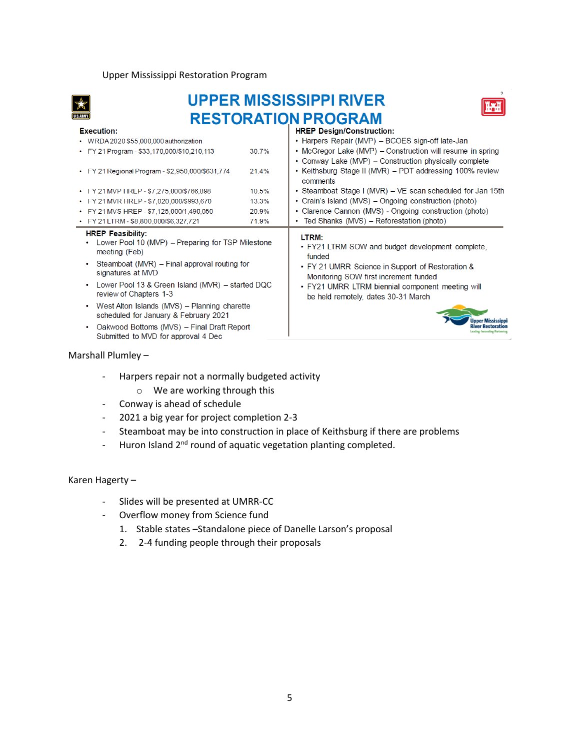Upper Mississippi Restoration Program

# UPPER MISSISSIPPI RIVER RESTORATION PROGRAM

**Execution:**

- WRDA 2020 $55,000,000 authorization
- FY 21 Program - $33,170,000/$10,210,113 30.7%
- FY 21 Regional Program - $2,950,000/$631,774 21.4%
- FY 21 MVP HREP - $7,275,000/$766,898 10.5%
- FY 21 MVR HREP - $7,020,000/$993,670 13.3%
- FY 21 MVS HREP - $7,125,000/1,490,050 20.9%
- FY 21 LTRM - $8,800,000/$6,327,721 71.9%

**HREP Design/Construction:**

- Harpers Repair (MVP) – BCOES sign-off late-Jan
- McGregor Lake (MVP) – Construction will resume in spring
- Conway Lake (MVP) – Construction physically complete
- Keithsburg Stage II (MVR) – PDT addressing 100% review comments
- Steamboat Stage I (MVR) – VE scan scheduled for Jan 15th
- Crain's Island (MVS) – Ongoing construction (photo)
- Clarence Cannon (MVS) - Ongoing construction (photo)
- Ted Shanks (MVS) – Reforestation (photo)

**HREP Feasibility:**

- Lower Pool 10 (MVP) – Preparing for TSP Milestone meeting (Feb)
- Steamboat (MVR) – Final approval routing for signatures at MVD
- Lower Pool 13 & Green Island (MVR) – started DQC review of Chapters 1-3
- West Alton Islands (MVS) – Planning charette scheduled for January & February 2021
- Oakwood Bottoms (MVS) – Final Draft Report Submitted to MVD for approval 4 Dec

**LTRM:**

- FY21 LTRM SOW and budget development complete, funded
- FY 21 UMRR Science in Support of Restoration & Monitoring SOW first increment funded
- FY21 UMRR LTRM biennial component meeting will be held remotely, dates 30-31 March

Marshall Plumley –

- Harpers repair not a normally budgeted activity
  - We are working through this
- Conway is ahead of schedule
- 2021 a big year for project completion 2-3
- Steamboat may be into construction in place of Keithsburg if there are problems
- Huron Island 2nd round of aquatic vegetation planting completed.

Karen Hagerty –

- Slides will be presented at UMRR-CC
- Overflow money from Science fund
  1. Stable states –Standalone piece of Danelle Larson's proposal
  2. 2-4 funding people through their proposals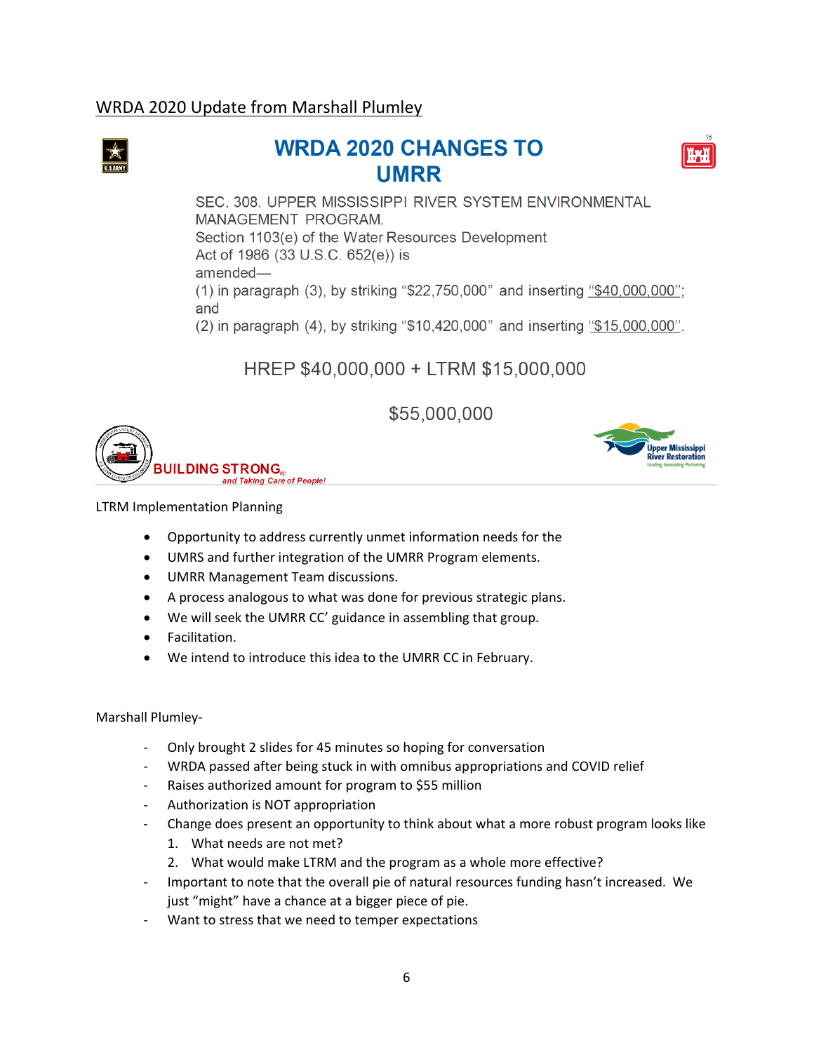WRDA 2020 Update from Marshall Plumley

## WRDA 2020 CHANGES TO UMRR

SEC. 308. UPPER MISSISSIPPI RIVER SYSTEM ENVIRONMENTAL MANAGEMENT PROGRAM.
Section 1103(e) of the Water Resources Development Act of 1986 (33 U.S.C. 652(e)) is amended—
(1) in paragraph (3), by striking "$22,750,000" and inserting "$40,000,000"; and
(2) in paragraph (4), by striking "$10,420,000" and inserting "$15,000,000".

HREP $40,000,000 + LTRM $15,000,000

$55,000,000

BUILDING STRONG® *and Taking Care of People!*

Upper Mississippi River Restoration — Leading Innovating Partnering

LTRM Implementation Planning

- Opportunity to address currently unmet information needs for the
- UMRS and further integration of the UMRR Program elements.
- UMRR Management Team discussions.
- A process analogous to what was done for previous strategic plans.
- We will seek the UMRR CC' guidance in assembling that group.
- Facilitation.
- We intend to introduce this idea to the UMRR CC in February.

Marshall Plumley-

- Only brought 2 slides for 45 minutes so hoping for conversation
- WRDA passed after being stuck in with omnibus appropriations and COVID relief
- Raises authorized amount for program to $55 million
- Authorization is NOT appropriation
- Change does present an opportunity to think about what a more robust program looks like
  1. What needs are not met?
  2. What would make LTRM and the program as a whole more effective?
- Important to note that the overall pie of natural resources funding hasn't increased. We just "might" have a chance at a bigger piece of pie.
- Want to stress that we need to temper expectations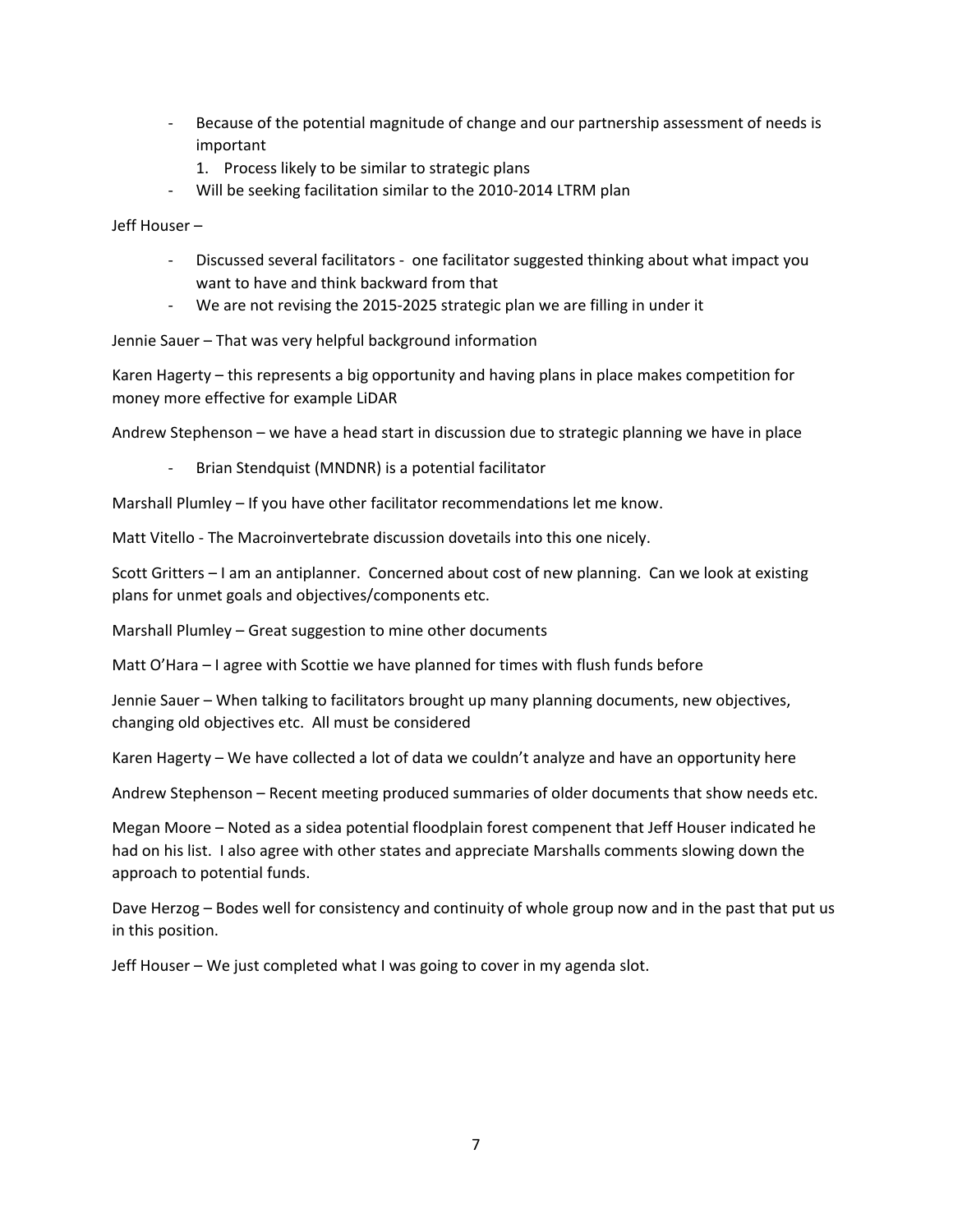- Because of the potential magnitude of change and our partnership assessment of needs is important
    1. Process likely to be similar to strategic plans
- Will be seeking facilitation similar to the 2010-2014 LTRM plan

Jeff Houser –

- Discussed several facilitators - one facilitator suggested thinking about what impact you want to have and think backward from that
- We are not revising the 2015-2025 strategic plan we are filling in under it

Jennie Sauer – That was very helpful background information

Karen Hagerty – this represents a big opportunity and having plans in place makes competition for money more effective for example LiDAR

Andrew Stephenson – we have a head start in discussion due to strategic planning we have in place

- Brian Stendquist (MNDNR) is a potential facilitator

Marshall Plumley – If you have other facilitator recommendations let me know.

Matt Vitello - The Macroinvertebrate discussion dovetails into this one nicely.

Scott Gritters – I am an antiplanner. Concerned about cost of new planning. Can we look at existing plans for unmet goals and objectives/components etc.

Marshall Plumley – Great suggestion to mine other documents

Matt O'Hara – I agree with Scottie we have planned for times with flush funds before

Jennie Sauer – When talking to facilitators brought up many planning documents, new objectives, changing old objectives etc. All must be considered

Karen Hagerty – We have collected a lot of data we couldn't analyze and have an opportunity here

Andrew Stephenson – Recent meeting produced summaries of older documents that show needs etc.

Megan Moore – Noted as a sidea potential floodplain forest compenent that Jeff Houser indicated he had on his list. I also agree with other states and appreciate Marshalls comments slowing down the approach to potential funds.

Dave Herzog – Bodes well for consistency and continuity of whole group now and in the past that put us in this position.

Jeff Houser – We just completed what I was going to cover in my agenda slot.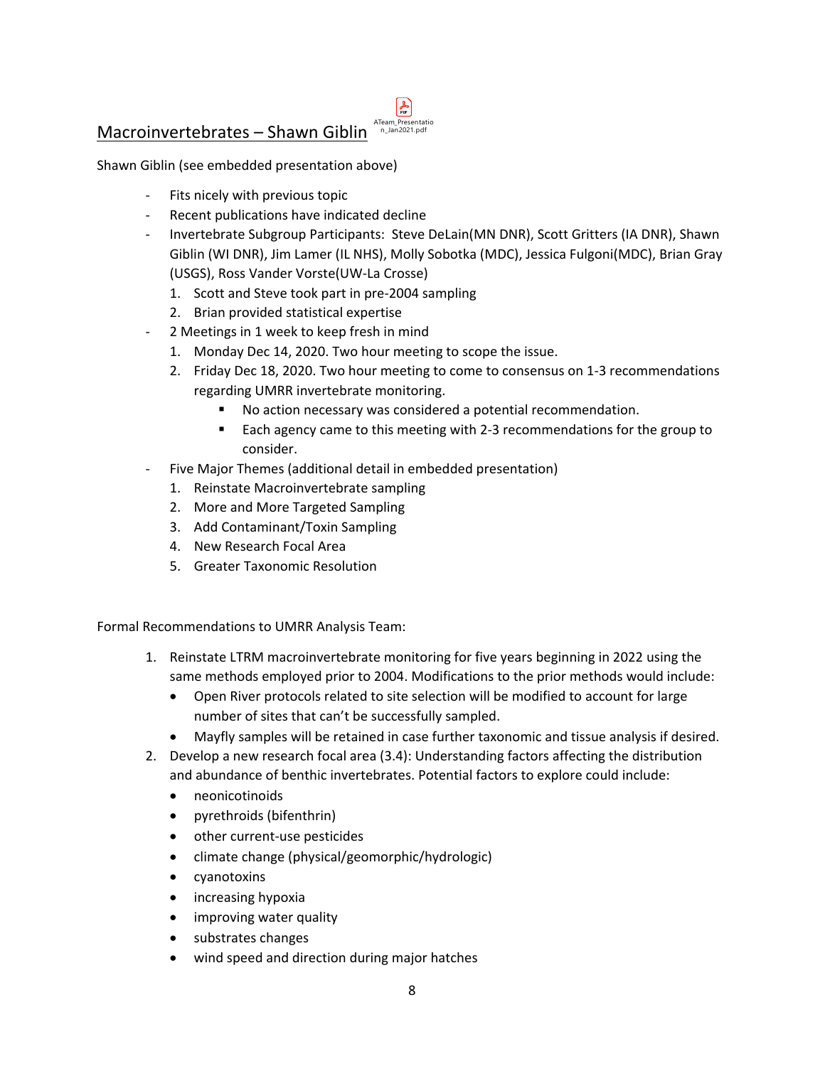## Macroinvertebrates – Shawn Giblin

ATeam_Presentation_Jan2021.pdf

Shawn Giblin (see embedded presentation above)

- Fits nicely with previous topic
- Recent publications have indicated decline
- Invertebrate Subgroup Participants: Steve DeLain(MN DNR), Scott Gritters (IA DNR), Shawn Giblin (WI DNR), Jim Lamer (IL NHS), Molly Sobotka (MDC), Jessica Fulgoni(MDC), Brian Gray (USGS), Ross Vander Vorste(UW-La Crosse)
  1. Scott and Steve took part in pre-2004 sampling
  2. Brian provided statistical expertise
- 2 Meetings in 1 week to keep fresh in mind
  1. Monday Dec 14, 2020. Two hour meeting to scope the issue.
  2. Friday Dec 18, 2020. Two hour meeting to come to consensus on 1-3 recommendations regarding UMRR invertebrate monitoring.
     - No action necessary was considered a potential recommendation.
     - Each agency came to this meeting with 2-3 recommendations for the group to consider.
- Five Major Themes (additional detail in embedded presentation)
  1. Reinstate Macroinvertebrate sampling
  2. More and More Targeted Sampling
  3. Add Contaminant/Toxin Sampling
  4. New Research Focal Area
  5. Greater Taxonomic Resolution

Formal Recommendations to UMRR Analysis Team:

1. Reinstate LTRM macroinvertebrate monitoring for five years beginning in 2022 using the same methods employed prior to 2004. Modifications to the prior methods would include:
   - Open River protocols related to site selection will be modified to account for large number of sites that can't be successfully sampled.
   - Mayfly samples will be retained in case further taxonomic and tissue analysis if desired.
2. Develop a new research focal area (3.4): Understanding factors affecting the distribution and abundance of benthic invertebrates. Potential factors to explore could include:
   - neonicotinoids
   - pyrethroids (bifenthrin)
   - other current-use pesticides
   - climate change (physical/geomorphic/hydrologic)
   - cyanotoxins
   - increasing hypoxia
   - improving water quality
   - substrates changes
   - wind speed and direction during major hatches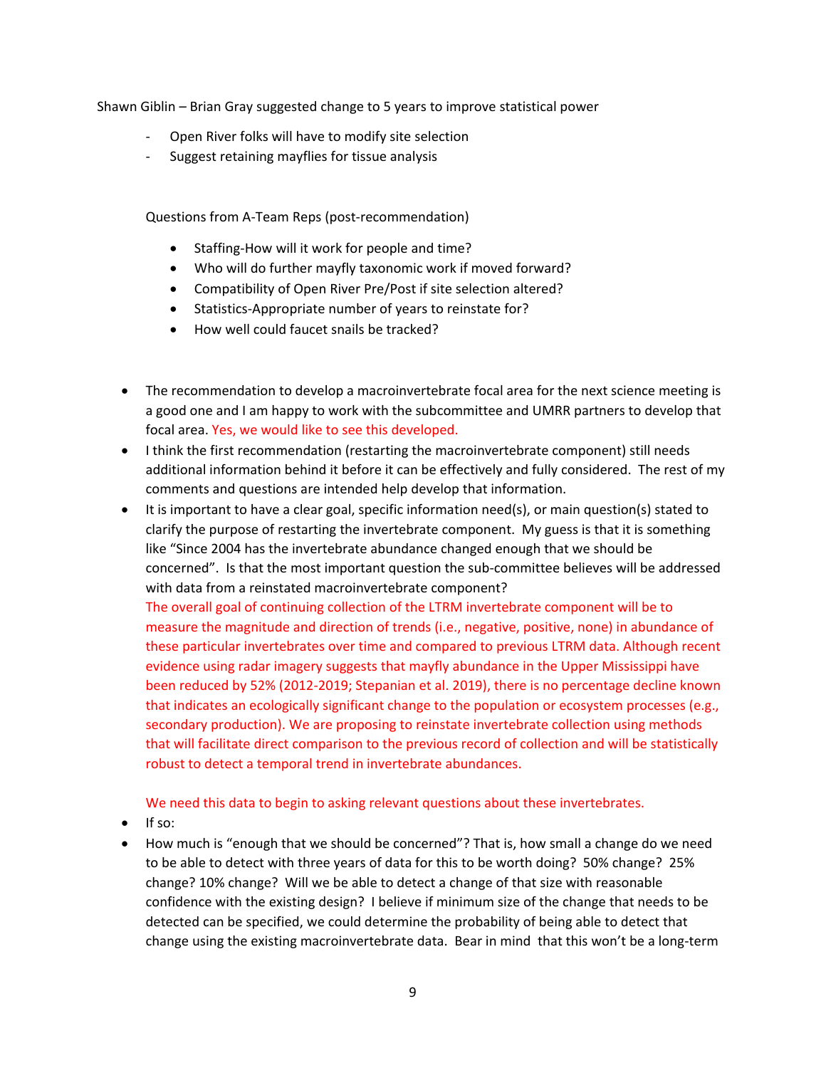Shawn Giblin – Brian Gray suggested change to 5 years to improve statistical power

- Open River folks will have to modify site selection
- Suggest retaining mayflies for tissue analysis

Questions from A-Team Reps (post-recommendation)

- Staffing-How will it work for people and time?
- Who will do further mayfly taxonomic work if moved forward?
- Compatibility of Open River Pre/Post if site selection altered?
- Statistics-Appropriate number of years to reinstate for?
- How well could faucet snails be tracked?

- The recommendation to develop a macroinvertebrate focal area for the next science meeting is a good one and I am happy to work with the subcommittee and UMRR partners to develop that focal area. Yes, we would like to see this developed.
- I think the first recommendation (restarting the macroinvertebrate component) still needs additional information behind it before it can be effectively and fully considered. The rest of my comments and questions are intended help develop that information.
- It is important to have a clear goal, specific information need(s), or main question(s) stated to clarify the purpose of restarting the invertebrate component. My guess is that it is something like "Since 2004 has the invertebrate abundance changed enough that we should be concerned". Is that the most important question the sub-committee believes will be addressed with data from a reinstated macroinvertebrate component?
  The overall goal of continuing collection of the LTRM invertebrate component will be to measure the magnitude and direction of trends (i.e., negative, positive, none) in abundance of these particular invertebrates over time and compared to previous LTRM data. Although recent evidence using radar imagery suggests that mayfly abundance in the Upper Mississippi have been reduced by 52% (2012-2019; Stepanian et al. 2019), there is no percentage decline known that indicates an ecologically significant change to the population or ecosystem processes (e.g., secondary production). We are proposing to reinstate invertebrate collection using methods that will facilitate direct comparison to the previous record of collection and will be statistically robust to detect a temporal trend in invertebrate abundances.

  We need this data to begin to asking relevant questions about these invertebrates.
- If so:
- How much is "enough that we should be concerned"? That is, how small a change do we need to be able to detect with three years of data for this to be worth doing? 50% change? 25% change? 10% change? Will we be able to detect a change of that size with reasonable confidence with the existing design? I believe if minimum size of the change that needs to be detected can be specified, we could determine the probability of being able to detect that change using the existing macroinvertebrate data. Bear in mind that this won't be a long-term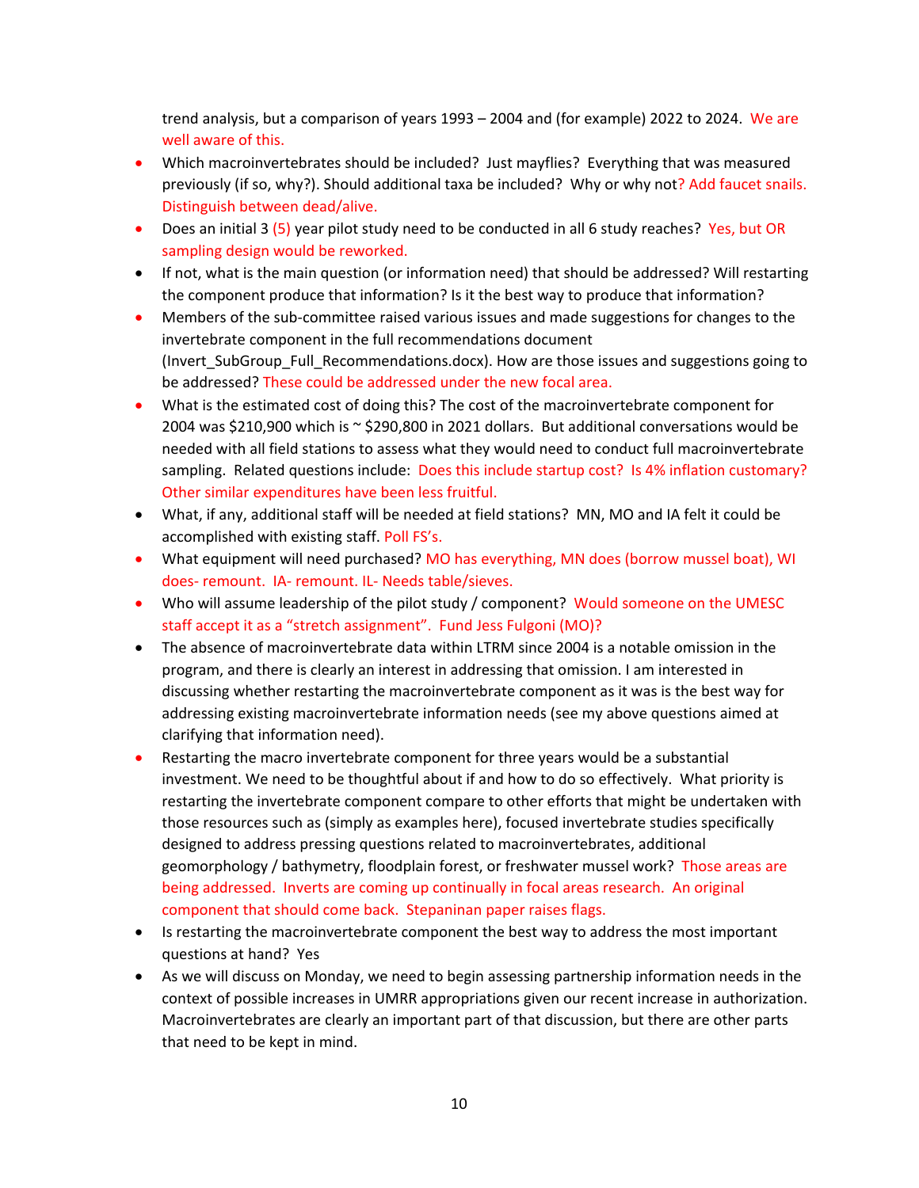trend analysis, but a comparison of years 1993 – 2004 and (for example) 2022 to 2024. We are well aware of this.

- Which macroinvertebrates should be included? Just mayflies? Everything that was measured previously (if so, why?). Should additional taxa be included? Why or why not? Add faucet snails. Distinguish between dead/alive.
- Does an initial 3 (5) year pilot study need to be conducted in all 6 study reaches? Yes, but OR sampling design would be reworked.
- If not, what is the main question (or information need) that should be addressed? Will restarting the component produce that information? Is it the best way to produce that information?
- Members of the sub-committee raised various issues and made suggestions for changes to the invertebrate component in the full recommendations document (Invert_SubGroup_Full_Recommendations.docx). How are those issues and suggestions going to be addressed? These could be addressed under the new focal area.
- What is the estimated cost of doing this? The cost of the macroinvertebrate component for 2004 was $210,900 which is ~ $290,800 in 2021 dollars. But additional conversations would be needed with all field stations to assess what they would need to conduct full macroinvertebrate sampling. Related questions include: Does this include startup cost? Is 4% inflation customary? Other similar expenditures have been less fruitful.
- What, if any, additional staff will be needed at field stations? MN, MO and IA felt it could be accomplished with existing staff. Poll FS's.
- What equipment will need purchased? MO has everything, MN does (borrow mussel boat), WI does- remount. IA- remount. IL- Needs table/sieves.
- Who will assume leadership of the pilot study / component? Would someone on the UMESC staff accept it as a "stretch assignment". Fund Jess Fulgoni (MO)?
- The absence of macroinvertebrate data within LTRM since 2004 is a notable omission in the program, and there is clearly an interest in addressing that omission. I am interested in discussing whether restarting the macroinvertebrate component as it was is the best way for addressing existing macroinvertebrate information needs (see my above questions aimed at clarifying that information need).
- Restarting the macro invertebrate component for three years would be a substantial investment. We need to be thoughtful about if and how to do so effectively. What priority is restarting the invertebrate component compare to other efforts that might be undertaken with those resources such as (simply as examples here), focused invertebrate studies specifically designed to address pressing questions related to macroinvertebrates, additional geomorphology / bathymetry, floodplain forest, or freshwater mussel work? Those areas are being addressed. Inverts are coming up continually in focal areas research. An original component that should come back. Stepaninan paper raises flags.
- Is restarting the macroinvertebrate component the best way to address the most important questions at hand? Yes
- As we will discuss on Monday, we need to begin assessing partnership information needs in the context of possible increases in UMRR appropriations given our recent increase in authorization. Macroinvertebrates are clearly an important part of that discussion, but there are other parts that need to be kept in mind.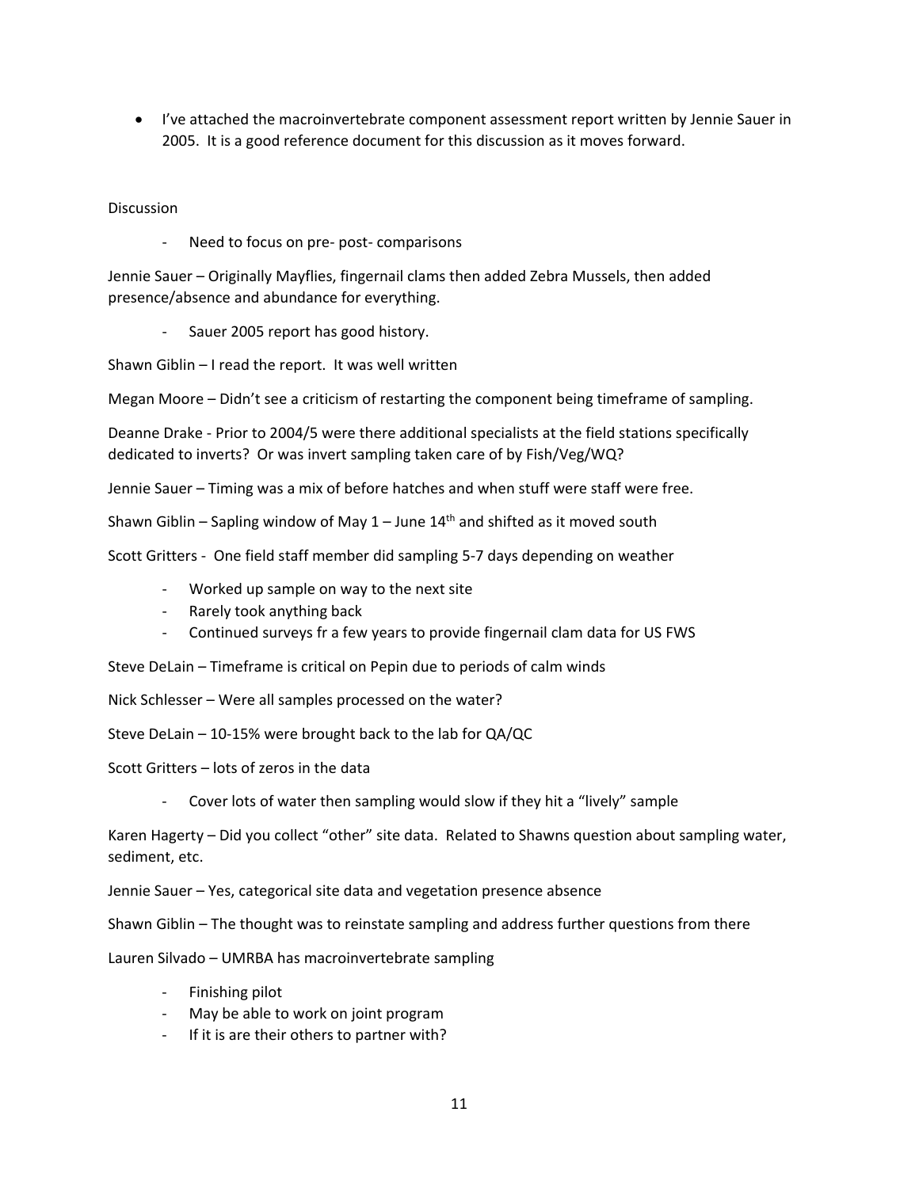- I've attached the macroinvertebrate component assessment report written by Jennie Sauer in 2005. It is a good reference document for this discussion as it moves forward.

Discussion

- Need to focus on pre- post- comparisons

Jennie Sauer – Originally Mayflies, fingernail clams then added Zebra Mussels, then added presence/absence and abundance for everything.

- Sauer 2005 report has good history.

Shawn Giblin – I read the report. It was well written

Megan Moore – Didn't see a criticism of restarting the component being timeframe of sampling.

Deanne Drake - Prior to 2004/5 were there additional specialists at the field stations specifically dedicated to inverts? Or was invert sampling taken care of by Fish/Veg/WQ?

Jennie Sauer – Timing was a mix of before hatches and when stuff were staff were free.

Shawn Giblin – Sapling window of May 1 – June 14th and shifted as it moved south

Scott Gritters - One field staff member did sampling 5-7 days depending on weather

- Worked up sample on way to the next site
- Rarely took anything back
- Continued surveys fr a few years to provide fingernail clam data for US FWS

Steve DeLain – Timeframe is critical on Pepin due to periods of calm winds

Nick Schlesser – Were all samples processed on the water?

Steve DeLain – 10-15% were brought back to the lab for QA/QC

Scott Gritters – lots of zeros in the data

- Cover lots of water then sampling would slow if they hit a "lively" sample

Karen Hagerty – Did you collect "other" site data. Related to Shawns question about sampling water, sediment, etc.

Jennie Sauer – Yes, categorical site data and vegetation presence absence

Shawn Giblin – The thought was to reinstate sampling and address further questions from there

Lauren Silvado – UMRBA has macroinvertebrate sampling

- Finishing pilot
- May be able to work on joint program
- If it is are their others to partner with?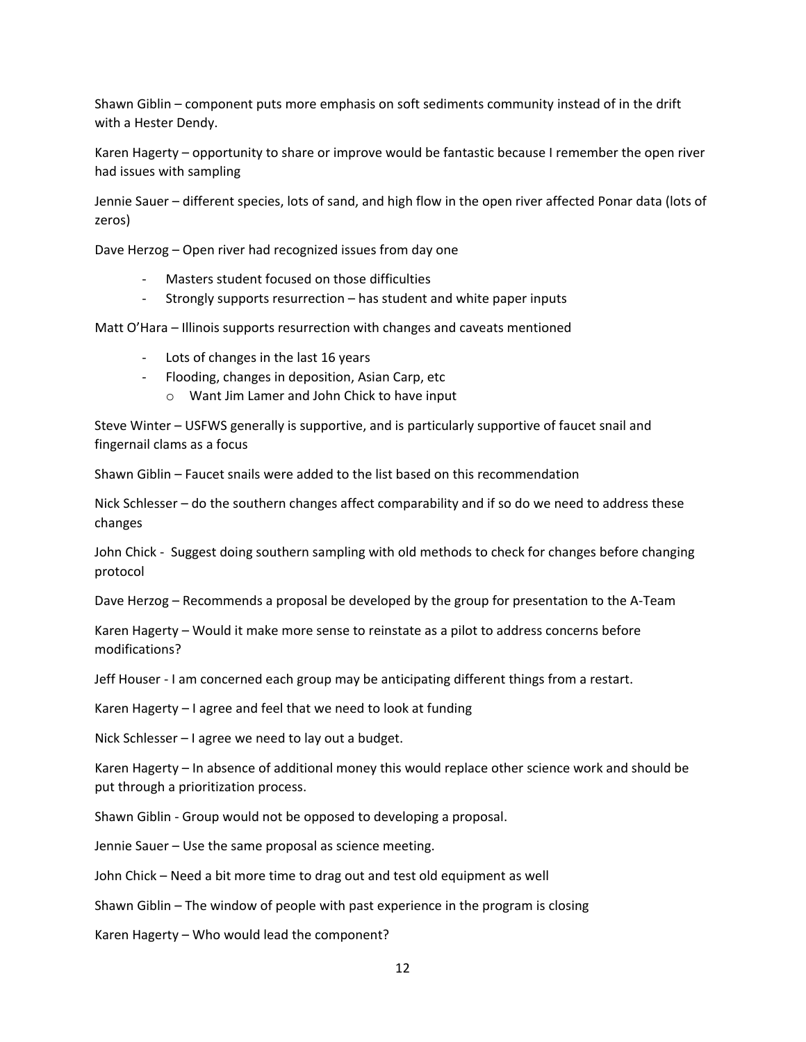Shawn Giblin – component puts more emphasis on soft sediments community instead of in the drift with a Hester Dendy.

Karen Hagerty – opportunity to share or improve would be fantastic because I remember the open river had issues with sampling

Jennie Sauer – different species, lots of sand, and high flow in the open river affected Ponar data (lots of zeros)

Dave Herzog – Open river had recognized issues from day one

- Masters student focused on those difficulties
- Strongly supports resurrection – has student and white paper inputs

Matt O'Hara – Illinois supports resurrection with changes and caveats mentioned

- Lots of changes in the last 16 years
- Flooding, changes in deposition, Asian Carp, etc
    - Want Jim Lamer and John Chick to have input

Steve Winter – USFWS generally is supportive, and is particularly supportive of faucet snail and fingernail clams as a focus

Shawn Giblin – Faucet snails were added to the list based on this recommendation

Nick Schlesser – do the southern changes affect comparability and if so do we need to address these changes

John Chick - Suggest doing southern sampling with old methods to check for changes before changing protocol

Dave Herzog – Recommends a proposal be developed by the group for presentation to the A-Team

Karen Hagerty – Would it make more sense to reinstate as a pilot to address concerns before modifications?

Jeff Houser - I am concerned each group may be anticipating different things from a restart.

Karen Hagerty – I agree and feel that we need to look at funding

Nick Schlesser – I agree we need to lay out a budget.

Karen Hagerty – In absence of additional money this would replace other science work and should be put through a prioritization process.

Shawn Giblin - Group would not be opposed to developing a proposal.

Jennie Sauer – Use the same proposal as science meeting.

John Chick – Need a bit more time to drag out and test old equipment as well

Shawn Giblin – The window of people with past experience in the program is closing

Karen Hagerty – Who would lead the component?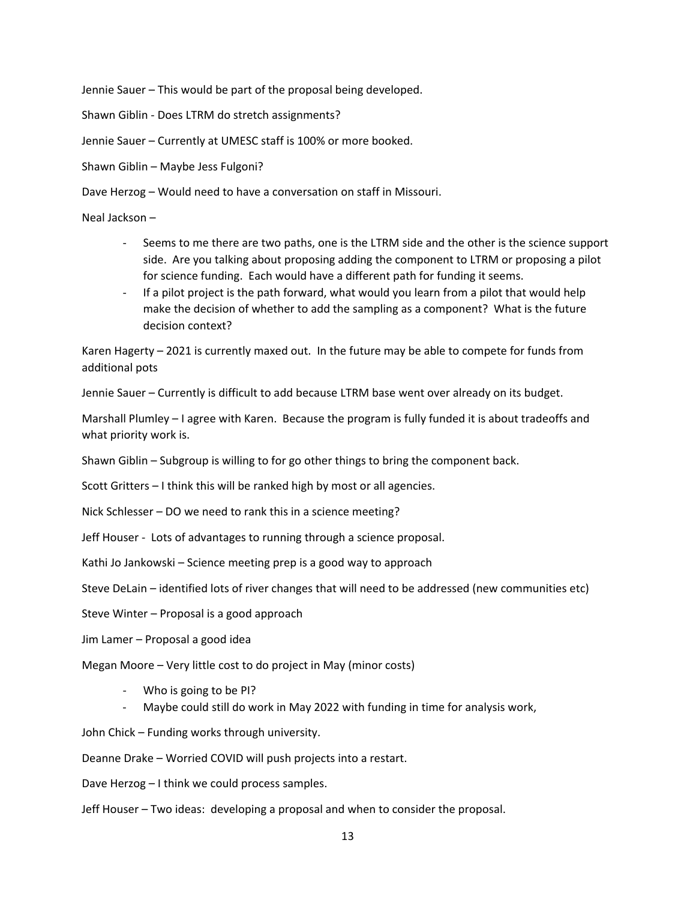Jennie Sauer – This would be part of the proposal being developed.

Shawn Giblin - Does LTRM do stretch assignments?

Jennie Sauer – Currently at UMESC staff is 100% or more booked.

Shawn Giblin – Maybe Jess Fulgoni?

Dave Herzog – Would need to have a conversation on staff in Missouri.

Neal Jackson –

- Seems to me there are two paths, one is the LTRM side and the other is the science support side. Are you talking about proposing adding the component to LTRM or proposing a pilot for science funding. Each would have a different path for funding it seems.
- If a pilot project is the path forward, what would you learn from a pilot that would help make the decision of whether to add the sampling as a component? What is the future decision context?

Karen Hagerty – 2021 is currently maxed out. In the future may be able to compete for funds from additional pots

Jennie Sauer – Currently is difficult to add because LTRM base went over already on its budget.

Marshall Plumley – I agree with Karen. Because the program is fully funded it is about tradeoffs and what priority work is.

Shawn Giblin – Subgroup is willing to for go other things to bring the component back.

Scott Gritters – I think this will be ranked high by most or all agencies.

Nick Schlesser – DO we need to rank this in a science meeting?

Jeff Houser - Lots of advantages to running through a science proposal.

Kathi Jo Jankowski – Science meeting prep is a good way to approach

Steve DeLain – identified lots of river changes that will need to be addressed (new communities etc)

Steve Winter – Proposal is a good approach

Jim Lamer – Proposal a good idea

Megan Moore – Very little cost to do project in May (minor costs)

- Who is going to be PI?
- Maybe could still do work in May 2022 with funding in time for analysis work,

John Chick – Funding works through university.

Deanne Drake – Worried COVID will push projects into a restart.

Dave Herzog – I think we could process samples.

Jeff Houser – Two ideas: developing a proposal and when to consider the proposal.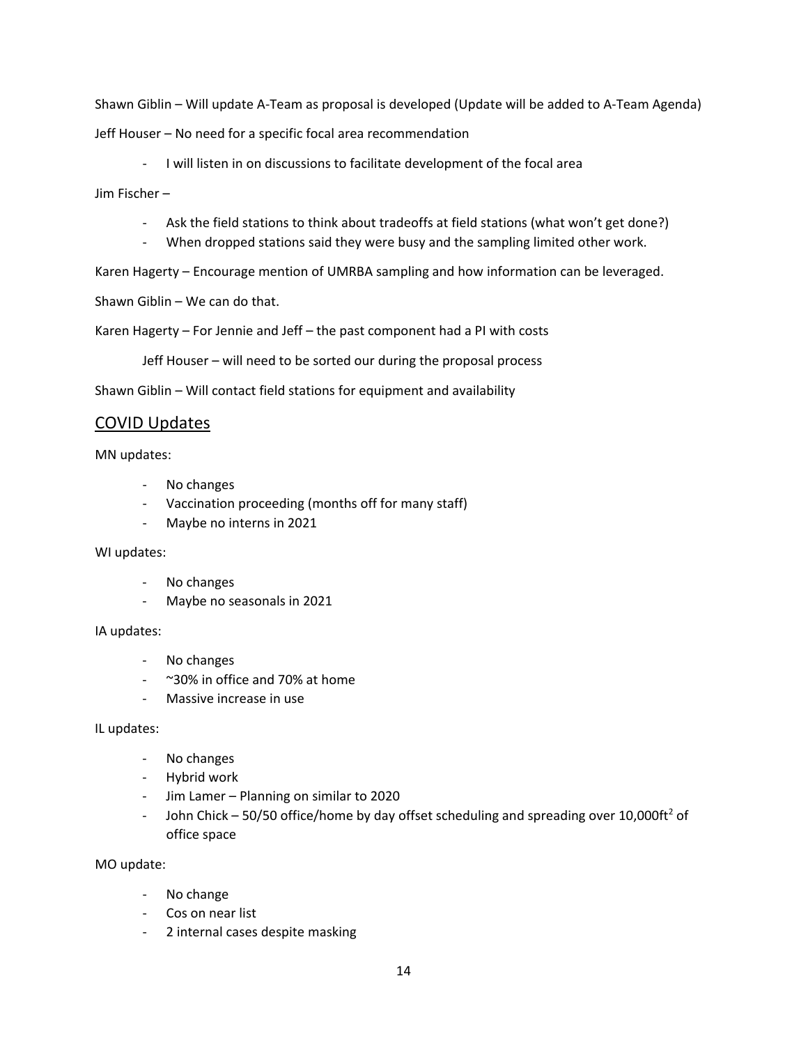Shawn Giblin – Will update A-Team as proposal is developed (Update will be added to A-Team Agenda)

Jeff Houser – No need for a specific focal area recommendation

- I will listen in on discussions to facilitate development of the focal area

Jim Fischer –

- Ask the field stations to think about tradeoffs at field stations (what won't get done?)
- When dropped stations said they were busy and the sampling limited other work.

Karen Hagerty – Encourage mention of UMRBA sampling and how information can be leveraged.

Shawn Giblin – We can do that.

Karen Hagerty – For Jennie and Jeff – the past component had a PI with costs

Jeff Houser – will need to be sorted our during the proposal process

Shawn Giblin – Will contact field stations for equipment and availability

## COVID Updates

MN updates:

- No changes
- Vaccination proceeding (months off for many staff)
- Maybe no interns in 2021

WI updates:

- No changes
- Maybe no seasonals in 2021

IA updates:

- No changes
- ~30% in office and 70% at home
- Massive increase in use

IL updates:

- No changes
- Hybrid work
- Jim Lamer – Planning on similar to 2020
- John Chick – 50/50 office/home by day offset scheduling and spreading over 10,000ft$^2$ of office space

MO update:

- No change
- Cos on near list
- 2 internal cases despite masking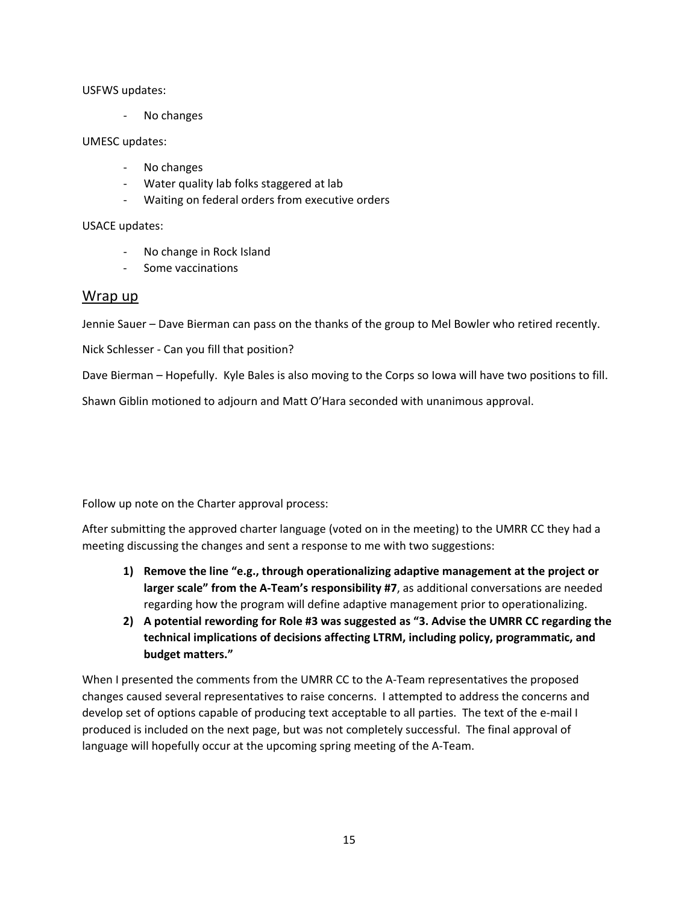USFWS updates:

- No changes

UMESC updates:

- No changes
- Water quality lab folks staggered at lab
- Waiting on federal orders from executive orders

USACE updates:

- No change in Rock Island
- Some vaccinations

## Wrap up

Jennie Sauer – Dave Bierman can pass on the thanks of the group to Mel Bowler who retired recently.

Nick Schlesser - Can you fill that position?

Dave Bierman – Hopefully. Kyle Bales is also moving to the Corps so Iowa will have two positions to fill.

Shawn Giblin motioned to adjourn and Matt O'Hara seconded with unanimous approval.

Follow up note on the Charter approval process:

After submitting the approved charter language (voted on in the meeting) to the UMRR CC they had a meeting discussing the changes and sent a response to me with two suggestions:

1) **Remove the line "e.g., through operationalizing adaptive management at the project or larger scale" from the A-Team's responsibility #7**, as additional conversations are needed regarding how the program will define adaptive management prior to operationalizing.
2) **A potential rewording for Role #3 was suggested as "3. Advise the UMRR CC regarding the technical implications of decisions affecting LTRM, including policy, programmatic, and budget matters."**

When I presented the comments from the UMRR CC to the A-Team representatives the proposed changes caused several representatives to raise concerns. I attempted to address the concerns and develop set of options capable of producing text acceptable to all parties. The text of the e-mail I produced is included on the next page, but was not completely successful. The final approval of language will hopefully occur at the upcoming spring meeting of the A-Team.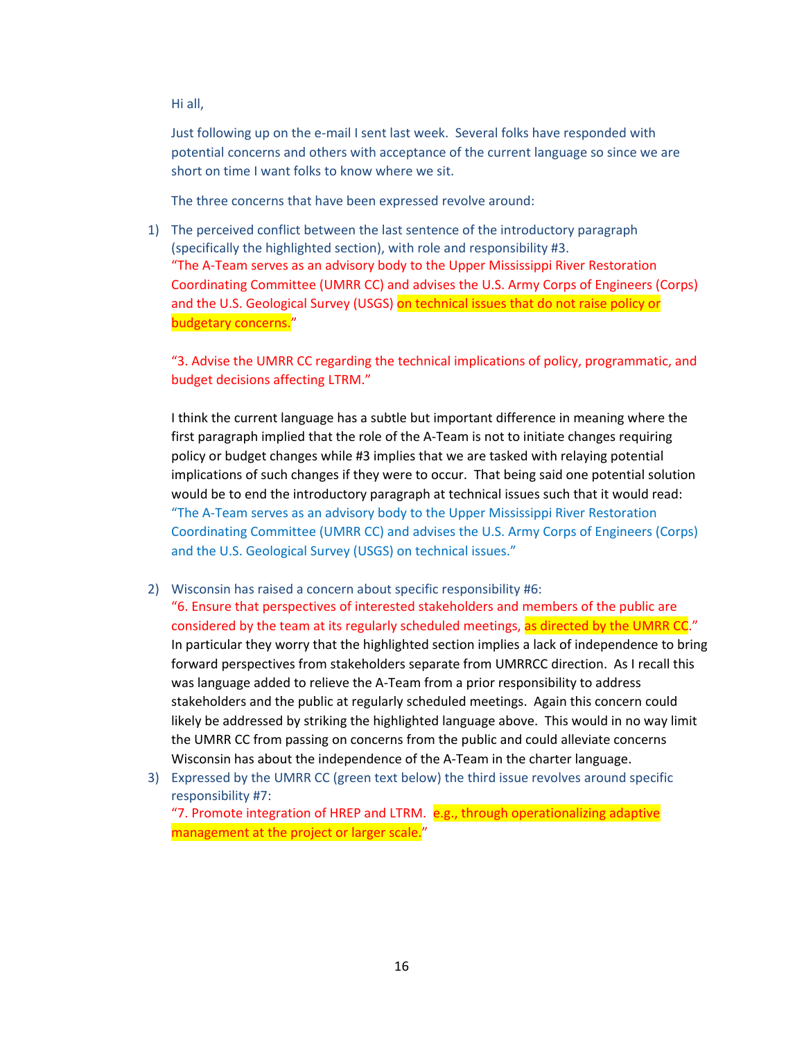Hi all,

Just following up on the e-mail I sent last week. Several folks have responded with potential concerns and others with acceptance of the current language so since we are short on time I want folks to know where we sit.

The three concerns that have been expressed revolve around:

1) The perceived conflict between the last sentence of the introductory paragraph (specifically the highlighted section), with role and responsibility #3.
   "The A-Team serves as an advisory body to the Upper Mississippi River Restoration Coordinating Committee (UMRR CC) and advises the U.S. Army Corps of Engineers (Corps) and the U.S. Geological Survey (USGS) on technical issues that do not raise policy or budgetary concerns."

   "3. Advise the UMRR CC regarding the technical implications of policy, programmatic, and budget decisions affecting LTRM."

   I think the current language has a subtle but important difference in meaning where the first paragraph implied that the role of the A-Team is not to initiate changes requiring policy or budget changes while #3 implies that we are tasked with relaying potential implications of such changes if they were to occur. That being said one potential solution would be to end the introductory paragraph at technical issues such that it would read:
   "The A-Team serves as an advisory body to the Upper Mississippi River Restoration Coordinating Committee (UMRR CC) and advises the U.S. Army Corps of Engineers (Corps) and the U.S. Geological Survey (USGS) on technical issues."

2) Wisconsin has raised a concern about specific responsibility #6:
   "6. Ensure that perspectives of interested stakeholders and members of the public are considered by the team at its regularly scheduled meetings, as directed by the UMRR CC."
   In particular they worry that the highlighted section implies a lack of independence to bring forward perspectives from stakeholders separate from UMRRCC direction. As I recall this was language added to relieve the A-Team from a prior responsibility to address stakeholders and the public at regularly scheduled meetings. Again this concern could likely be addressed by striking the highlighted language above. This would in no way limit the UMRR CC from passing on concerns from the public and could alleviate concerns Wisconsin has about the independence of the A-Team in the charter language.

3) Expressed by the UMRR CC (green text below) the third issue revolves around specific responsibility #7:
   "7. Promote integration of HREP and LTRM. e.g., through operationalizing adaptive management at the project or larger scale."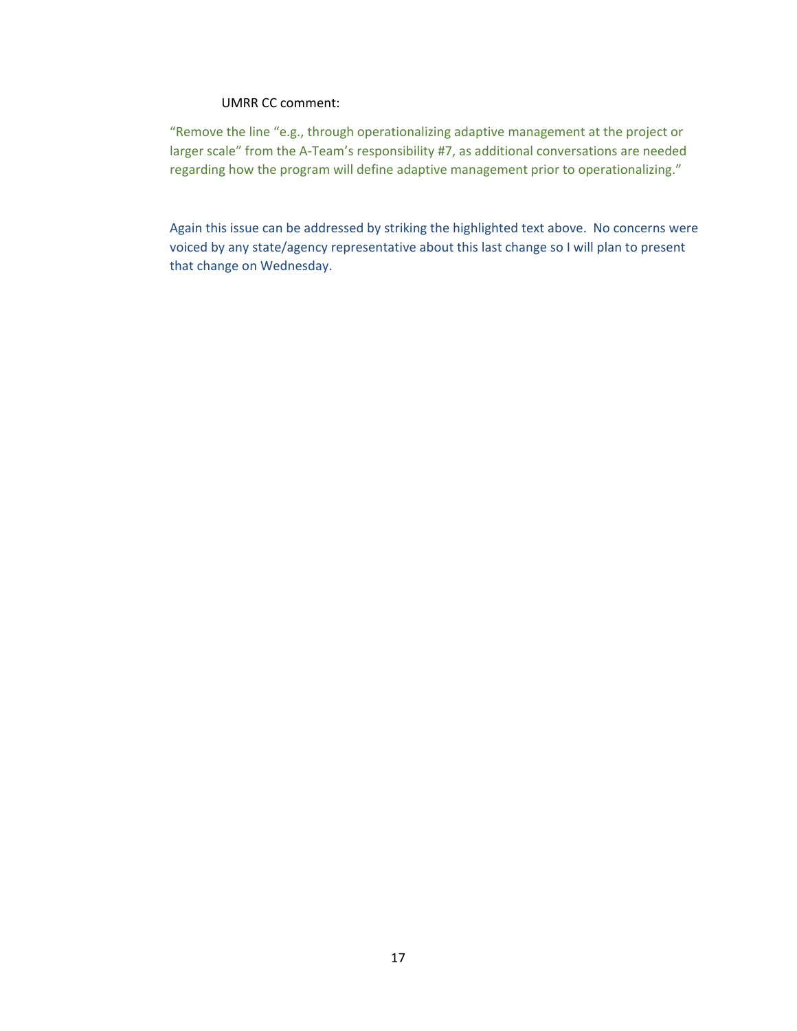UMRR CC comment:

"Remove the line "e.g., through operationalizing adaptive management at the project or larger scale" from the A-Team's responsibility #7, as additional conversations are needed regarding how the program will define adaptive management prior to operationalizing."

Again this issue can be addressed by striking the highlighted text above. No concerns were voiced by any state/agency representative about this last change so I will plan to present that change on Wednesday.